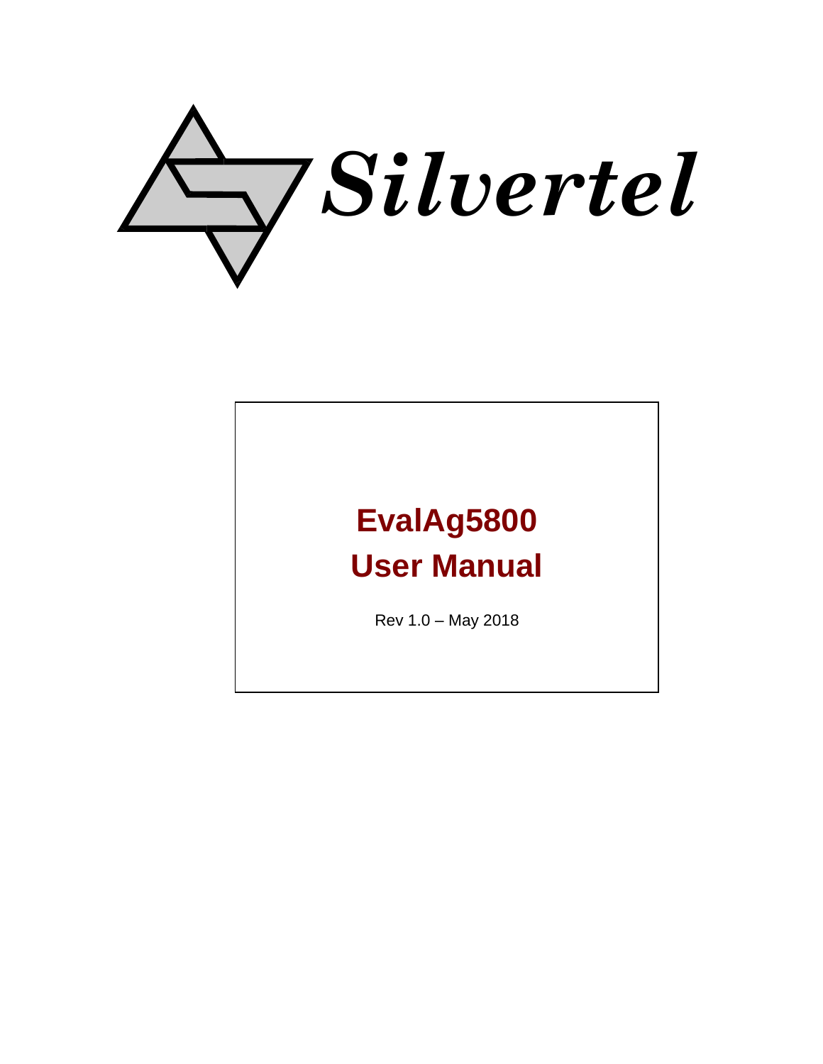Silvertel

# EvalAg5800

# User Manual

Rev 1.0 – May 2018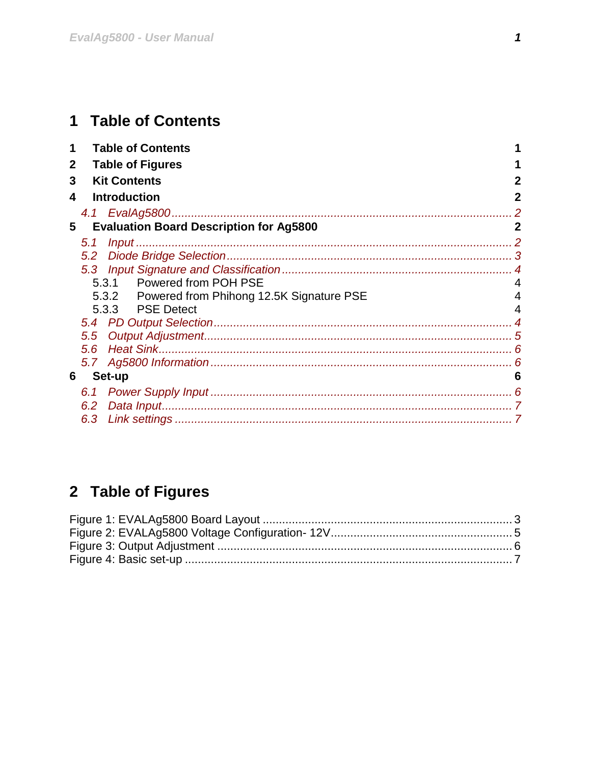# 1 Table of Contents

**1 Table of Contents** 1
**2 Table of Figures** 1
**3 Kit Contents** 2
**4 Introduction** 2
*4.1 EvalAg5800* ........ 2
**5 Evaluation Board Description for Ag5800** 2
*5.1 Input* ........ 2
*5.2 Diode Bridge Selection* ........ 3
*5.3 Input Signature and Classification* ........ 4
5.3.1 Powered from POH PSE 4
5.3.2 Powered from Phihong 12.5K Signature PSE 4
5.3.3 PSE Detect 4
*5.4 PD Output Selection* ........ 4
*5.5 Output Adjustment* ........ 5
*5.6 Heat Sink* ........ 6
*5.7 Ag5800 Information* ........ 6
**6 Set-up** 6
*6.1 Power Supply Input* ........ 6
*6.2 Data Input* ........ 7
*6.3 Link settings* ........ 7

# 2 Table of Figures

Figure 1: EVALAg5800 Board Layout ........ 3
Figure 2: EVALAg5800 Voltage Configuration- 12V ........ 5
Figure 3: Output Adjustment ........ 6
Figure 4: Basic set-up ........ 7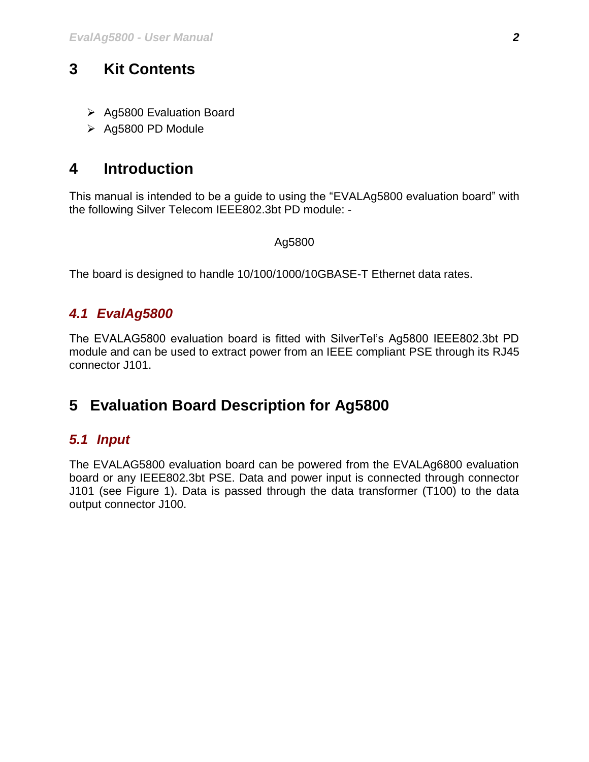# 3 Kit Contents

- Ag5800 Evaluation Board
- Ag5800 PD Module

# 4 Introduction

This manual is intended to be a guide to using the “EVALAg5800 evaluation board” with the following Silver Telecom IEEE802.3bt PD module: -

Ag5800

The board is designed to handle 10/100/1000/10GBASE-T Ethernet data rates.

## *4.1 EvalAg5800*

The EVALAG5800 evaluation board is fitted with SilverTel’s Ag5800 IEEE802.3bt PD module and can be used to extract power from an IEEE compliant PSE through its RJ45 connector J101.

# 5 Evaluation Board Description for Ag5800

## *5.1 Input*

The EVALAG5800 evaluation board can be powered from the EVALAg6800 evaluation board or any IEEE802.3bt PSE. Data and power input is connected through connector J101 (see Figure 1). Data is passed through the data transformer (T100) to the data output connector J100.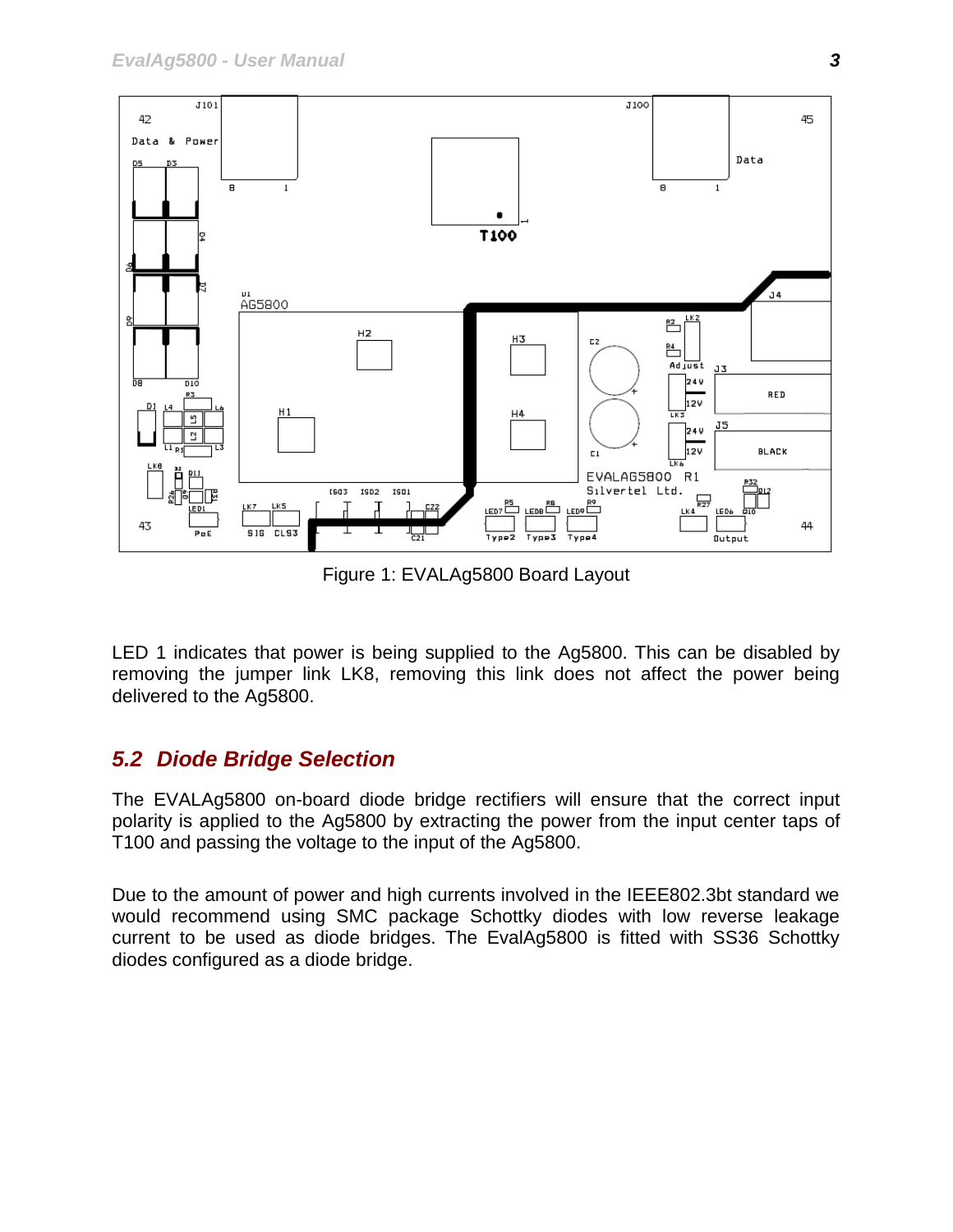Figure 1: EVALAg5800 Board Layout

LED 1 indicates that power is being supplied to the Ag5800. This can be disabled by removing the jumper link LK8, removing this link does not affect the power being delivered to the Ag5800.

## 5.2 Diode Bridge Selection

The EVALAg5800 on-board diode bridge rectifiers will ensure that the correct input polarity is applied to the Ag5800 by extracting the power from the input center taps of T100 and passing the voltage to the input of the Ag5800.

Due to the amount of power and high currents involved in the IEEE802.3bt standard we would recommend using SMC package Schottky diodes with low reverse leakage current to be used as diode bridges. The EvalAg5800 is fitted with SS36 Schottky diodes configured as a diode bridge.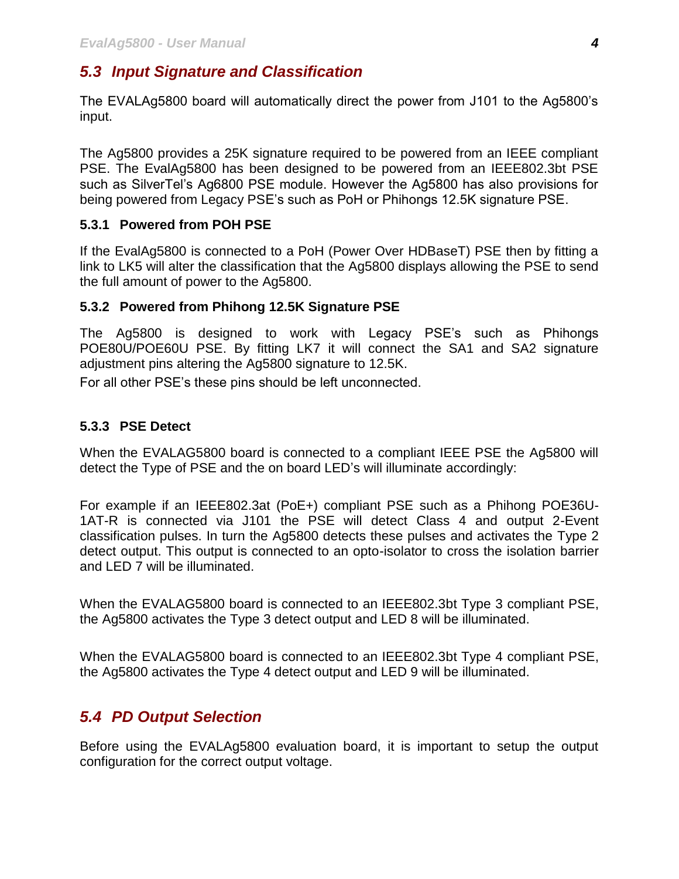## 5.3 Input Signature and Classification

The EVALAg5800 board will automatically direct the power from J101 to the Ag5800's input.

The Ag5800 provides a 25K signature required to be powered from an IEEE compliant PSE. The EvalAg5800 has been designed to be powered from an IEEE802.3bt PSE such as SilverTel's Ag6800 PSE module. However the Ag5800 has also provisions for being powered from Legacy PSE's such as PoH or Phihongs 12.5K signature PSE.

### 5.3.1 Powered from POH PSE

If the EvalAg5800 is connected to a PoH (Power Over HDBaseT) PSE then by fitting a link to LK5 will alter the classification that the Ag5800 displays allowing the PSE to send the full amount of power to the Ag5800.

### 5.3.2 Powered from Phihong 12.5K Signature PSE

The Ag5800 is designed to work with Legacy PSE's such as Phihongs POE80U/POE60U PSE. By fitting LK7 it will connect the SA1 and SA2 signature adjustment pins altering the Ag5800 signature to 12.5K.

For all other PSE's these pins should be left unconnected.

### 5.3.3 PSE Detect

When the EVALAG5800 board is connected to a compliant IEEE PSE the Ag5800 will detect the Type of PSE and the on board LED's will illuminate accordingly:

For example if an IEEE802.3at (PoE+) compliant PSE such as a Phihong POE36U-1AT-R is connected via J101 the PSE will detect Class 4 and output 2-Event classification pulses. In turn the Ag5800 detects these pulses and activates the Type 2 detect output. This output is connected to an opto-isolator to cross the isolation barrier and LED 7 will be illuminated.

When the EVALAG5800 board is connected to an IEEE802.3bt Type 3 compliant PSE, the Ag5800 activates the Type 3 detect output and LED 8 will be illuminated.

When the EVALAG5800 board is connected to an IEEE802.3bt Type 4 compliant PSE, the Ag5800 activates the Type 4 detect output and LED 9 will be illuminated.

## 5.4 PD Output Selection

Before using the EVALAg5800 evaluation board, it is important to setup the output configuration for the correct output voltage.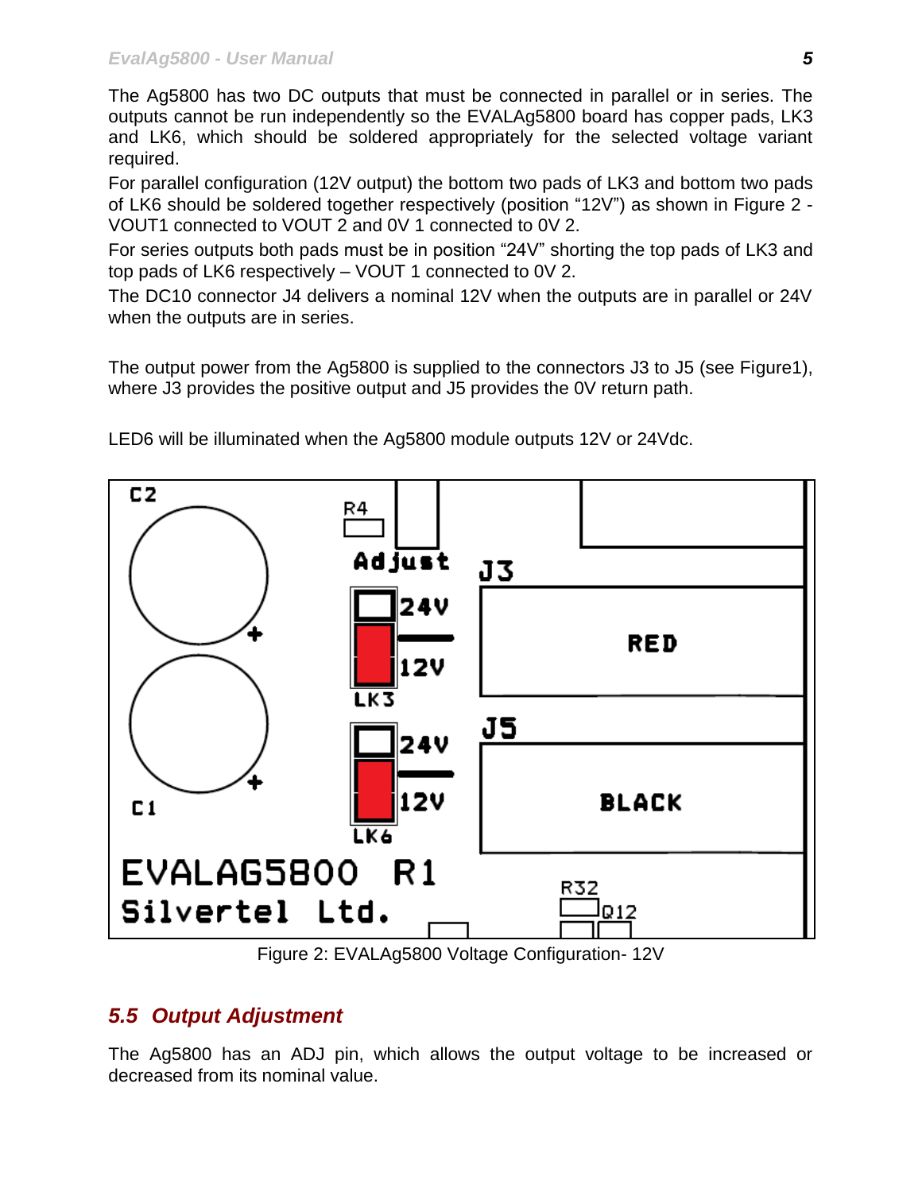The Ag5800 has two DC outputs that must be connected in parallel or in series. The outputs cannot be run independently so the EVALAg5800 board has copper pads, LK3 and LK6, which should be soldered appropriately for the selected voltage variant required.

For parallel configuration (12V output) the bottom two pads of LK3 and bottom two pads of LK6 should be soldered together respectively (position “12V”) as shown in Figure 2 - VOUT1 connected to VOUT 2 and 0V 1 connected to 0V 2.

For series outputs both pads must be in position “24V” shorting the top pads of LK3 and top pads of LK6 respectively – VOUT 1 connected to 0V 2.

The DC10 connector J4 delivers a nominal 12V when the outputs are in parallel or 24V when the outputs are in series.

The output power from the Ag5800 is supplied to the connectors J3 to J5 (see Figure1), where J3 provides the positive output and J5 provides the 0V return path.

LED6 will be illuminated when the Ag5800 module outputs 12V or 24Vdc.

Figure 2: EVALAg5800 Voltage Configuration- 12V

## 5.5 Output Adjustment

The Ag5800 has an ADJ pin, which allows the output voltage to be increased or decreased from its nominal value.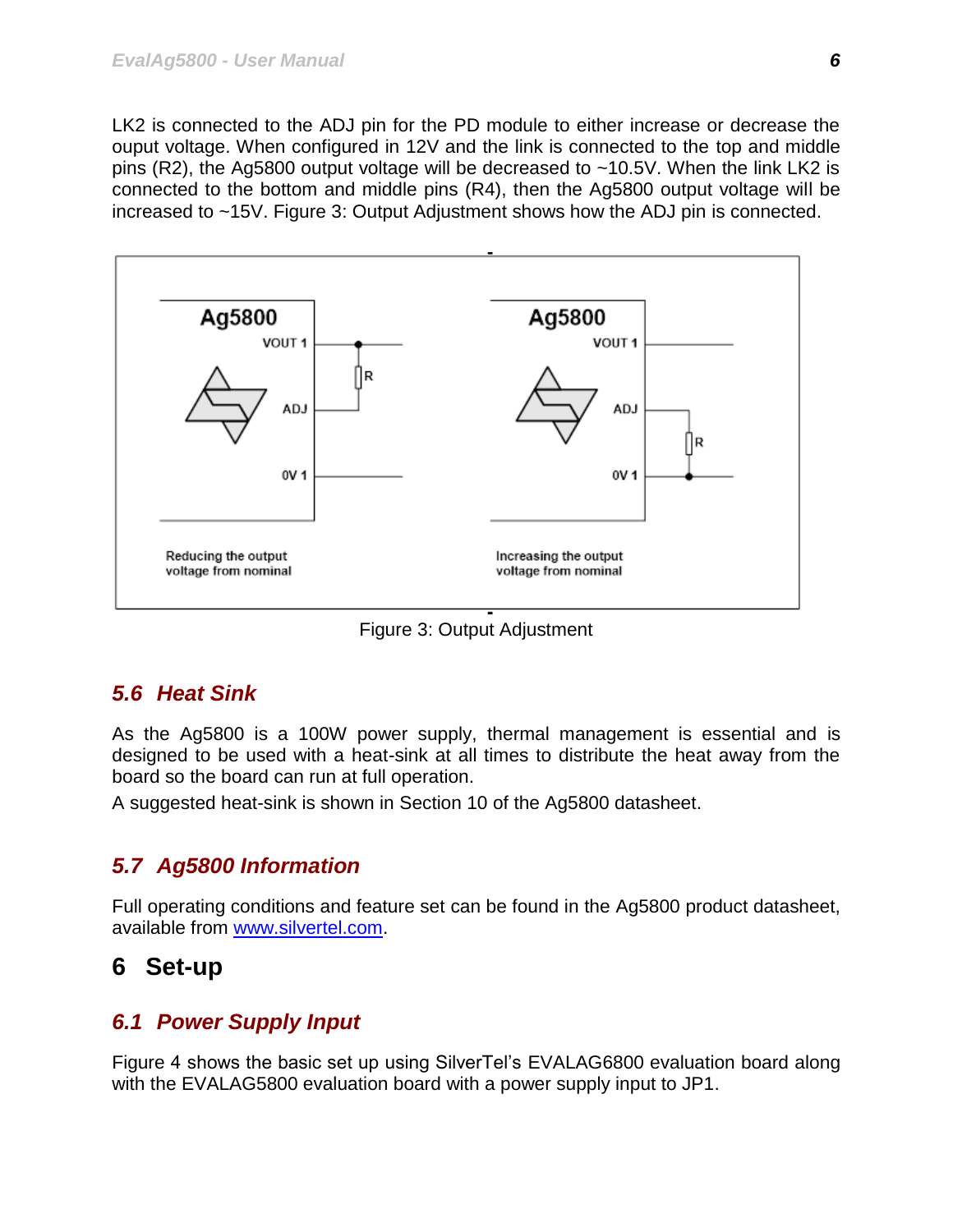LK2 is connected to the ADJ pin for the PD module to either increase or decrease the ouput voltage. When configured in 12V and the link is connected to the top and middle pins (R2), the Ag5800 output voltage will be decreased to ~10.5V. When the link LK2 is connected to the bottom and middle pins (R4), then the Ag5800 output voltage will be increased to ~15V. Figure 3: Output Adjustment shows how the ADJ pin is connected.

Figure 3: Output Adjustment

### 5.6 Heat Sink

As the Ag5800 is a 100W power supply, thermal management is essential and is designed to be used with a heat-sink at all times to distribute the heat away from the board so the board can run at full operation.

A suggested heat-sink is shown in Section 10 of the Ag5800 datasheet.

### 5.7 Ag5800 Information

Full operating conditions and feature set can be found in the Ag5800 product datasheet, available from [www.silvertel.com](http://www.silvertel.com).

## 6 Set-up

### 6.1 Power Supply Input

Figure 4 shows the basic set up using SilverTel's EVALAG6800 evaluation board along with the EVALAG5800 evaluation board with a power supply input to JP1.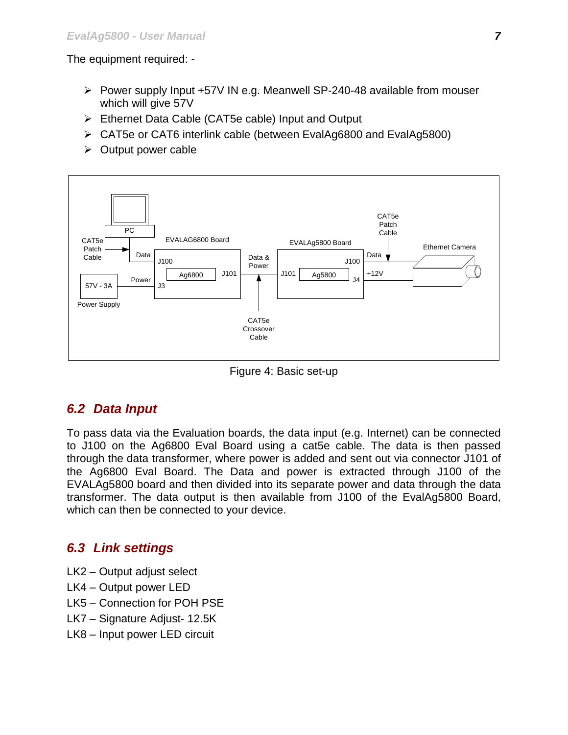The equipment required: -

- Power supply Input +57V IN e.g. Meanwell SP-240-48 available from mouser which will give 57V
- Ethernet Data Cable (CAT5e cable) Input and Output
- CAT5e or CAT6 interlink cable (between EvalAg6800 and EvalAg5800)
- Output power cable

PC

CAT5e Patch Cable

Data

Power

57V - 3A

Power Supply

EVALAG6800 Board

J100

Ag6800

J101

J3

Data & Power

CAT5e Crossover Cable

EVALAg5800 Board

J101

Ag5800

J100

J4

CAT5e Patch Cable

Data

+12V

Ethernet Camera

Figure 4: Basic set-up

## 6.2 Data Input

To pass data via the Evaluation boards, the data input (e.g. Internet) can be connected to J100 on the Ag6800 Eval Board using a cat5e cable. The data is then passed through the data transformer, where power is added and sent out via connector J101 of the Ag6800 Eval Board. The Data and power is extracted through J100 of the EVALAg5800 board and then divided into its separate power and data through the data transformer. The data output is then available from J100 of the EvalAg5800 Board, which can then be connected to your device.

## 6.3 Link settings

LK2 – Output adjust select

LK4 – Output power LED

LK5 – Connection for POH PSE

LK7 – Signature Adjust- 12.5K

LK8 – Input power LED circuit